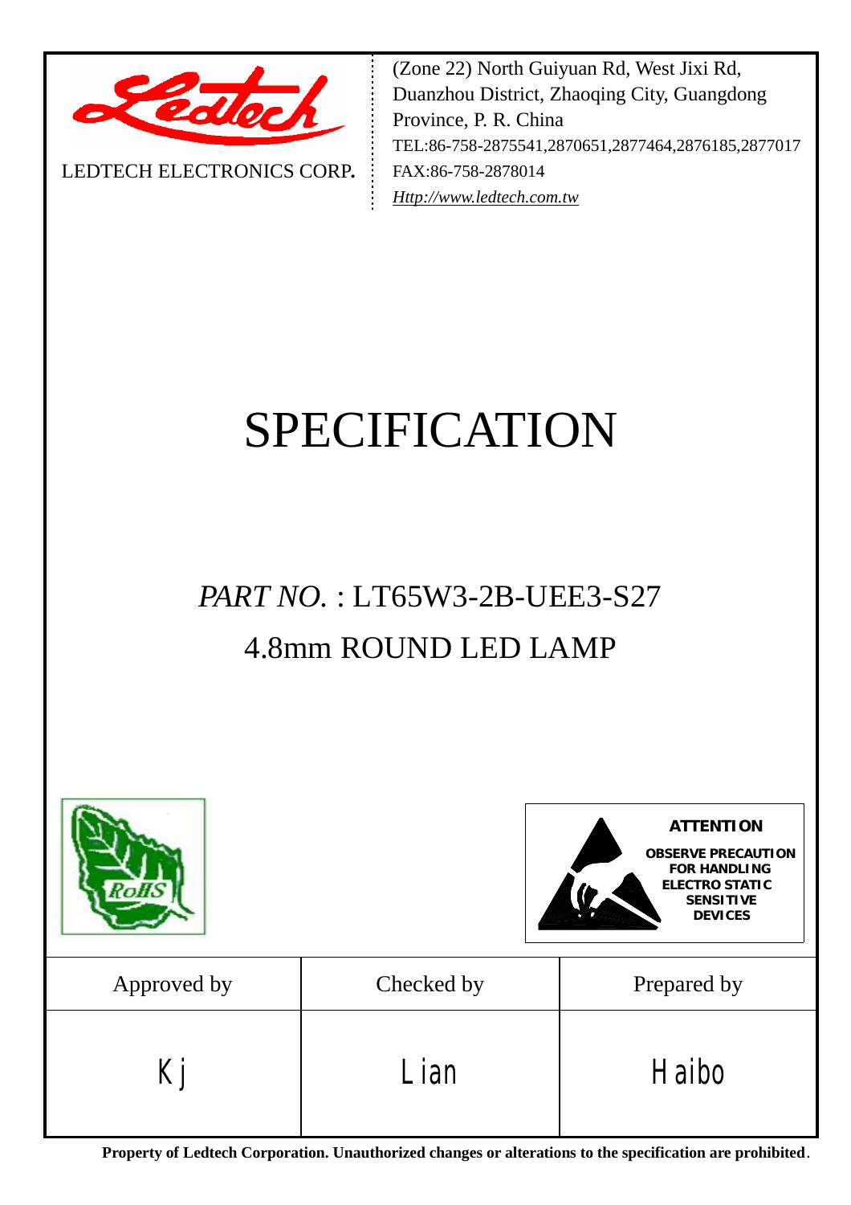LEDTECH ELECTRONICS CORP.

(Zone 22) North Guiyuan Rd, West Jixi Rd, Duanzhou District, Zhaoqing City, Guangdong Province, P. R. China
TEL:86-758-2875541,2870651,2877464,2876185,2877017
FAX:86-758-2878014
*Http://www.ledtech.com.tw*

# SPECIFICATION

## *PART NO.* : LT65W3-2B-UEE3-S27
## 4.8mm ROUND LED LAMP

**ATTENTION**
**OBSERVE PRECAUTION FOR HANDLING ELECTRO STATIC SENSITIVE DEVICES**

| Approved by | Checked by | Prepared by |
| --- | --- | --- |
| Kj | Lian | Haibo |

**Property of Ledtech Corporation. Unauthorized changes or alterations to the specification are prohibited**.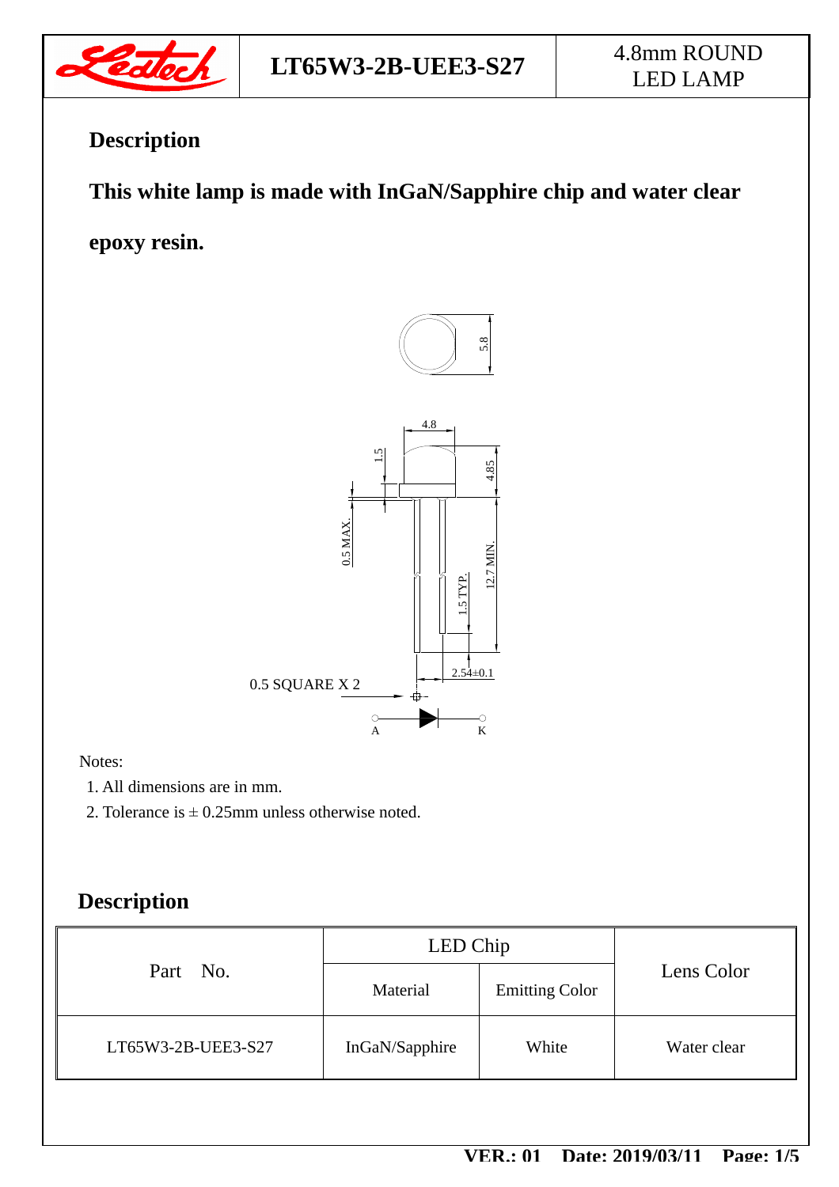# LT65W3-2B-UEE3-S27

4.8mm ROUND LED LAMP

## Description

**This white lamp is made with InGaN/Sapphire chip and water clear epoxy resin.**

Notes:

1. All dimensions are in mm.
2. Tolerance is ± 0.25mm unless otherwise noted.

## Description

| Part No. | LED Chip | | Lens Color |
|---|---|---|---|
| | Material | Emitting Color | |
| LT65W3-2B-UEE3-S27 | InGaN/Sapphire | White | Water clear |

VER.: 01 Date: 2019/03/11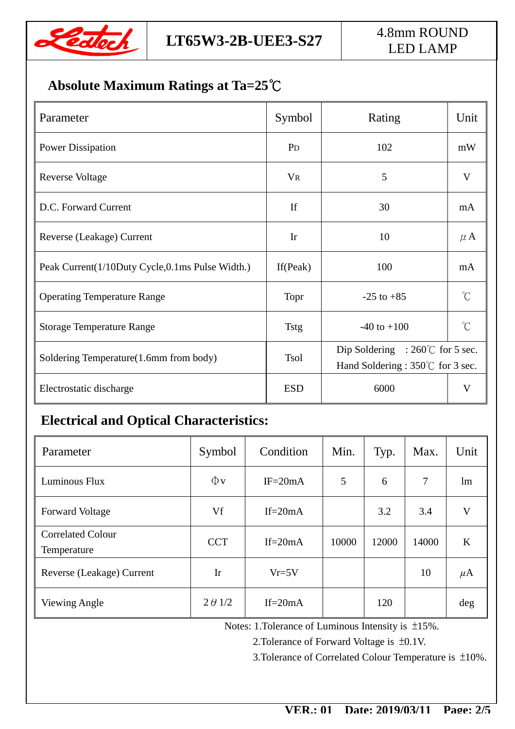## Absolute Maximum Ratings at Ta=25℃

| Parameter | Symbol | Rating | Unit |
|---|---|---|---|
| Power Dissipation | $P_D$ | 102 | mW |
| Reverse Voltage | $V_R$ | 5 | V |
| D.C. Forward Current | If | 30 | mA |
| Reverse (Leakage) Current | Ir | 10 | μA |
| Peak Current(1/10Duty Cycle,0.1ms Pulse Width.) | If(Peak) | 100 | mA |
| Operating Temperature Range | Topr | -25 to +85 | ℃ |
| Storage Temperature Range | Tstg | -40 to +100 | ℃ |
| Soldering Temperature(1.6mm from body) | Tsol | Dip Soldering : 260℃ for 5 sec. Hand Soldering : 350℃ for 3 sec. | |
| Electrostatic discharge | ESD | 6000 | V |

## Electrical and Optical Characteristics:

| Parameter | Symbol | Condition | Min. | Typ. | Max. | Unit |
|---|---|---|---|---|---|---|
| Luminous Flux | Φv | IF=20mA | 5 | 6 | 7 | lm |
| Forward Voltage | Vf | If=20mA | | 3.2 | 3.4 | V |
| Correlated Colour Temperature | CCT | If=20mA | 10000 | 12000 | 14000 | K |
| Reverse (Leakage) Current | Ir | Vr=5V | | | 10 | μA |
| Viewing Angle | 2θ1/2 | If=20mA | | 120 | | deg |

Notes: 1.Tolerance of Luminous Intensity is ±15%.

2.Tolerance of Forward Voltage is ±0.1V.

3.Tolerance of Correlated Colour Temperature is ±10%.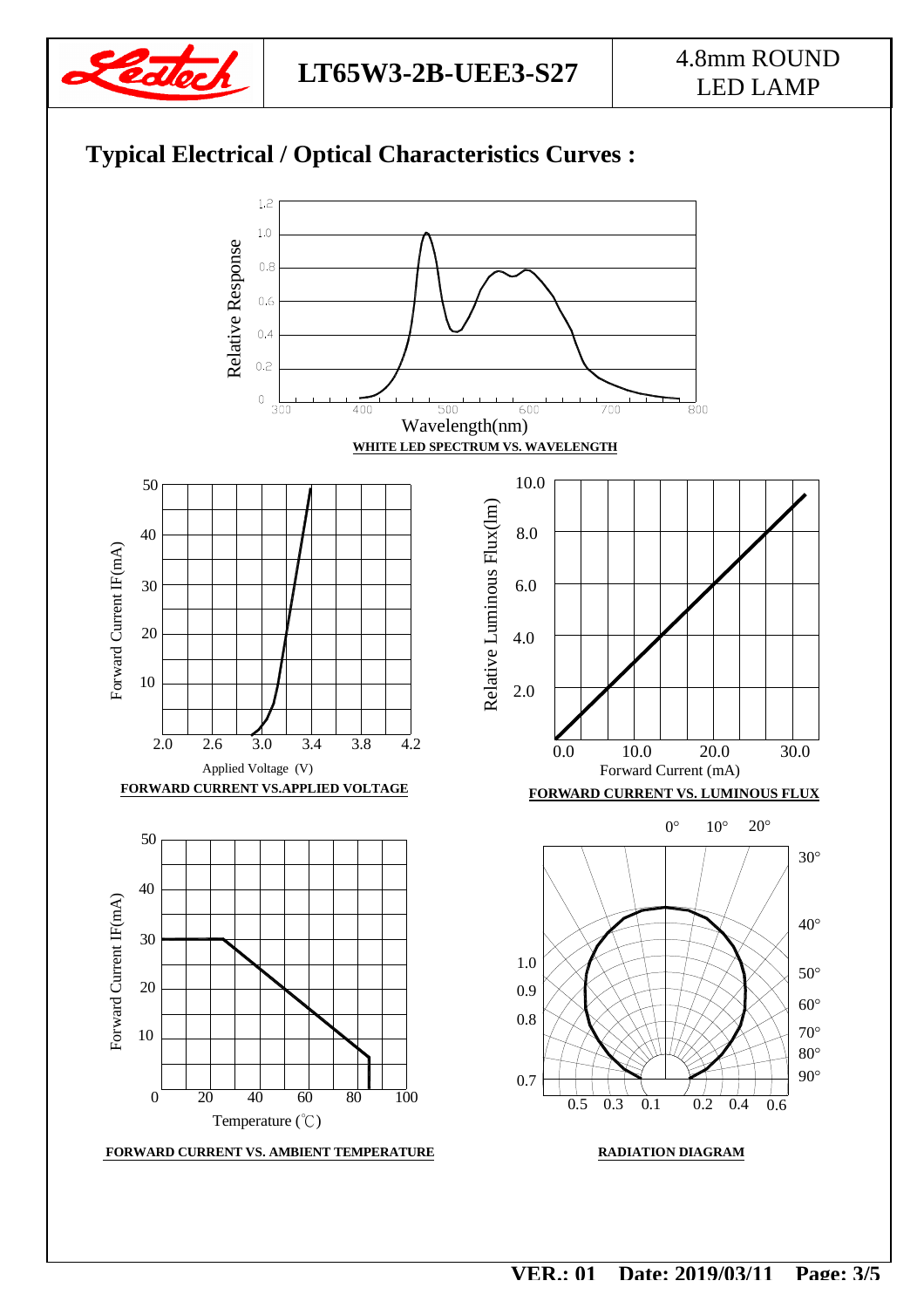## Typical Electrical / Optical Characteristics Curves :

Relative Response

1.2
1.0
0.8
0.6
0.4
0.2
0

300 400 500 600 700 800

Wavelength(nm)

**WHITE LED SPECTRUM VS. WAVELENGTH**

Forward Current IF(mA)

50
40
30
20
10

2.0 2.6 3.0 3.4 3.8 4.2

Applied Voltage (V)

**FORWARD CURRENT VS.APPLIED VOLTAGE**

Relative Luminous Flux(lm)

10.0
8.0
6.0
4.0
2.0

0.0 10.0 20.0 30.0

Forward Current (mA)

**FORWARD CURRENT VS. LUMINOUS FLUX**

Forward Current IF(mA)

50
40
30
20
10
0

20 40 60 80 100

Temperature (℃)

**FORWARD CURRENT VS. AMBIENT TEMPERATURE**

0° 10° 20° 30° 40° 50° 60° 70° 80° 90°

1.0
0.9
0.8
0.7

0.5 0.3 0.1 0.2 0.4 0.6

**RADIATION DIAGRAM**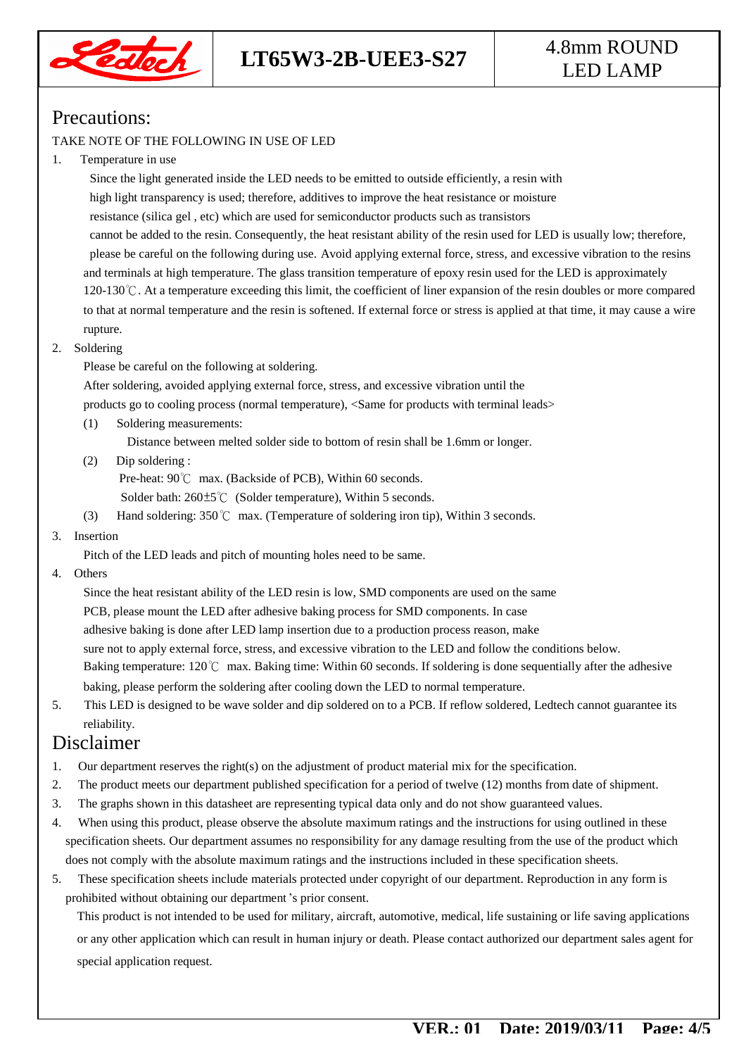## Precautions:

TAKE NOTE OF THE FOLLOWING IN USE OF LED

1. Temperature in use

   Since the light generated inside the LED needs to be emitted to outside efficiently, a resin with high light transparency is used; therefore, additives to improve the heat resistance or moisture resistance (silica gel , etc) which are used for semiconductor products such as transistors cannot be added to the resin. Consequently, the heat resistant ability of the resin used for LED is usually low; therefore, please be careful on the following during use. Avoid applying external force, stress, and excessive vibration to the resins and terminals at high temperature. The glass transition temperature of epoxy resin used for the LED is approximately 120-130℃. At a temperature exceeding this limit, the coefficient of liner expansion of the resin doubles or more compared to that at normal temperature and the resin is softened. If external force or stress is applied at that time, it may cause a wire rupture.

2. Soldering

   Please be careful on the following at soldering.
   After soldering, avoided applying external force, stress, and excessive vibration until the products go to cooling process (normal temperature), <Same for products with terminal leads>

   (1) Soldering measurements:
       Distance between melted solder side to bottom of resin shall be 1.6mm or longer.

   (2) Dip soldering :
       Pre-heat: 90℃ max. (Backside of PCB), Within 60 seconds.
       Solder bath: 260±5℃ (Solder temperature), Within 5 seconds.

   (3) Hand soldering: 350℃ max. (Temperature of soldering iron tip), Within 3 seconds.

3. Insertion

   Pitch of the LED leads and pitch of mounting holes need to be same.

4. Others

   Since the heat resistant ability of the LED resin is low, SMD components are used on the same PCB, please mount the LED after adhesive baking process for SMD components. In case adhesive baking is done after LED lamp insertion due to a production process reason, make sure not to apply external force, stress, and excessive vibration to the LED and follow the conditions below.
   Baking temperature: 120℃ max. Baking time: Within 60 seconds. If soldering is done sequentially after the adhesive baking, please perform the soldering after cooling down the LED to normal temperature.

5. This LED is designed to be wave solder and dip soldered on to a PCB. If reflow soldered, Ledtech cannot guarantee its reliability.

## Disclaimer

1. Our department reserves the right(s) on the adjustment of product material mix for the specification.
2. The product meets our department published specification for a period of twelve (12) months from date of shipment.
3. The graphs shown in this datasheet are representing typical data only and do not show guaranteed values.
4. When using this product, please observe the absolute maximum ratings and the instructions for using outlined in these specification sheets. Our department assumes no responsibility for any damage resulting from the use of the product which does not comply with the absolute maximum ratings and the instructions included in these specification sheets.
5. These specification sheets include materials protected under copyright of our department. Reproduction in any form is prohibited without obtaining our department's prior consent.

   This product is not intended to be used for military, aircraft, automotive, medical, life sustaining or life saving applications or any other application which can result in human injury or death. Please contact authorized our department sales agent for special application request.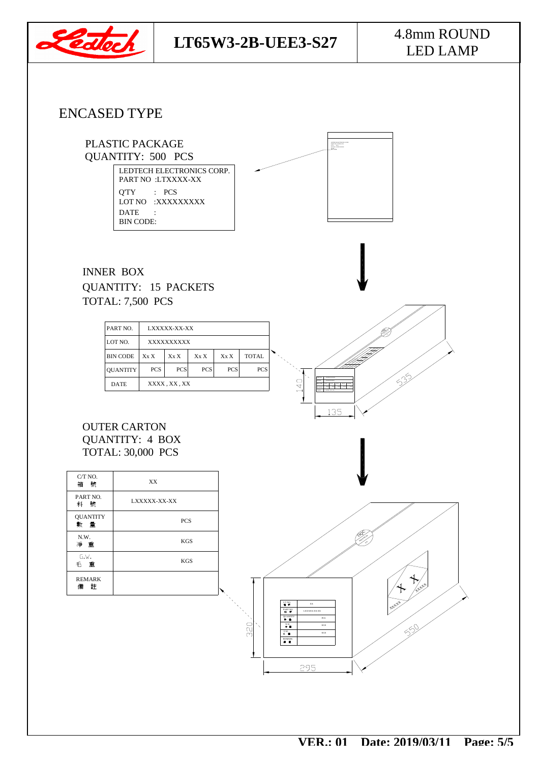# ENCASED TYPE

PLASTIC PACKAGE
QUANTITY: 500 PCS

LEDTECH ELECTRONICS CORP.
PART NO :LTXXXX-XX
Q'TY : PCS
LOT NO :XXXXXXXXX
DATE :
BIN CODE:

INNER BOX
QUANTITY: 15 PACKETS
TOTAL: 7,500 PCS

| | | | | | |
|---|---|---|---|---|---|
| PART NO. | LXXXXX-XX-XX | | | | |
| LOT NO. | XXXXXXXXXX | | | | |
| BIN CODE | Xx X | Xx X | Xx X | Xx X | TOTAL |
| QUANTITY | PCS | PCS | PCS | PCS | PCS |
| DATE | XXXX , XX , XX | | | | |

140
135
535

OUTER CARTON
QUANTITY: 4 BOX
TOTAL: 30,000 PCS

| | |
|---|---|
| C/T NO. 箱 號 | XX |
| PART NO. 料 號 | LXXXXX-XX-XX |
| QUANTITY 數 量 | PCS |
| N.W. 淨 重 | KGS |
| G.W. 毛 重 | KGS |
| REMARK 備 註 | |

320
295
550